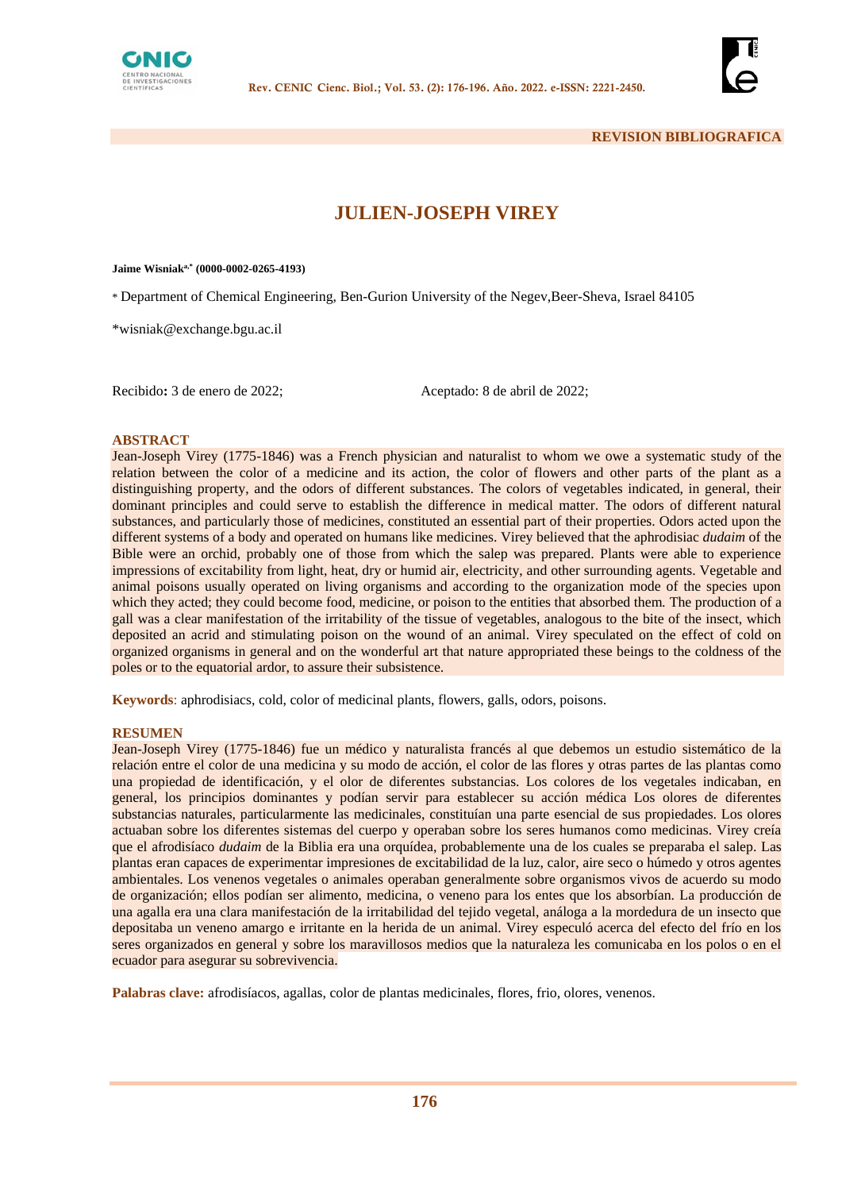REVISION BIBLIOGRAFICA

# JULIEN-JOSEPH VIREY

**Jaime Wisniak[a,*] (0000-0002-0265-4193)**

[a] Department of Chemical Engineering, Ben-Gurion University of the Negev,Beer-Sheva, Israel 84105

*wisniak@exchange.bgu.ac.il

Recibido: 3 de enero de 2022; Aceptado: 8 de abril de 2022;

## ABSTRACT

Jean-Joseph Virey (1775-1846) was a French physician and naturalist to whom we owe a systematic study of the relation between the color of a medicine and its action, the color of flowers and other parts of the plant as a distinguishing property, and the odors of different substances. The colors of vegetables indicated, in general, their dominant principles and could serve to establish the difference in medical matter. The odors of different natural substances, and particularly those of medicines, constituted an essential part of their properties. Odors acted upon the different systems of a body and operated on humans like medicines. Virey believed that the aphrodisiac *dudaim* of the Bible were an orchid, probably one of those from which the salep was prepared. Plants were able to experience impressions of excitability from light, heat, dry or humid air, electricity, and other surrounding agents. Vegetable and animal poisons usually operated on living organisms and according to the organization mode of the species upon which they acted; they could become food, medicine, or poison to the entities that absorbed them. The production of a gall was a clear manifestation of the irritability of the tissue of vegetables, analogous to the bite of the insect, which deposited an acrid and stimulating poison on the wound of an animal. Virey speculated on the effect of cold on organized organisms in general and on the wonderful art that nature appropriated these beings to the coldness of the poles or to the equatorial ardor, to assure their subsistence.

**Keywords**: aphrodisiacs, cold, color of medicinal plants, flowers, galls, odors, poisons.

## RESUMEN

Jean-Joseph Virey (1775-1846) fue un médico y naturalista francés al que debemos un estudio sistemático de la relación entre el color de una medicina y su modo de acción, el color de las flores y otras partes de las plantas como una propiedad de identificación, y el olor de diferentes substancias. Los colores de los vegetales indicaban, en general, los principios dominantes y podían servir para establecer su acción médica Los olores de diferentes substancias naturales, particularmente las medicinales, constituían una parte esencial de sus propiedades. Los olores actuaban sobre los diferentes sistemas del cuerpo y operaban sobre los seres humanos como medicinas. Virey creía que el afrodisíaco *dudaim* de la Biblia era una orquídea, probablemente una de los cuales se preparaba el salep. Las plantas eran capaces de experimentar impresiones de excitabilidad de la luz, calor, aire seco o húmedo y otros agentes ambientales. Los venenos vegetales o animales operaban generalmente sobre organismos vivos de acuerdo su modo de organización; ellos podían ser alimento, medicina, o veneno para los entes que los absorbían. La producción de una agalla era una clara manifestación de la irritabilidad del tejido vegetal, análoga a la mordedura de un insecto que depositaba un veneno amargo e irritante en la herida de un animal. Virey especuló acerca del efecto del frío en los seres organizados en general y sobre los maravillosos medios que la naturaleza les comunicaba en los polos o en el ecuador para asegurar su sobrevivencia.

**Palabras clave:** afrodisíacos, agallas, color de plantas medicinales, flores, frio, olores, venenos.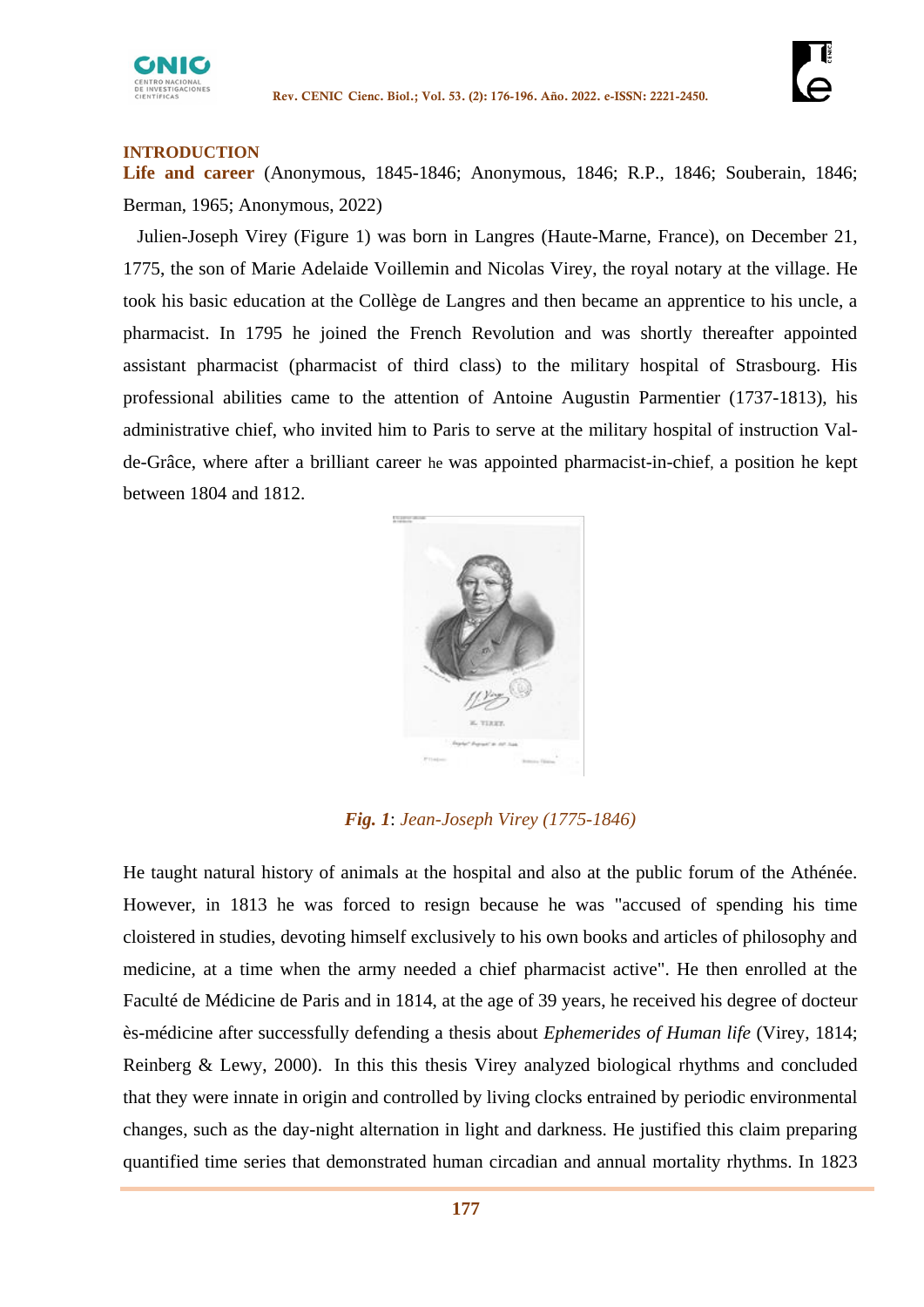## INTRODUCTION

**Life and career** (Anonymous, 1845-1846; Anonymous, 1846; R.P., 1846; Souberain, 1846; Berman, 1965; Anonymous, 2022)

Julien-Joseph Virey (Figure 1) was born in Langres (Haute-Marne, France), on December 21, 1775, the son of Marie Adelaide Voillemin and Nicolas Virey, the royal notary at the village. He took his basic education at the Collège de Langres and then became an apprentice to his uncle, a pharmacist. In 1795 he joined the French Revolution and was shortly thereafter appointed assistant pharmacist (pharmacist of third class) to the military hospital of Strasbourg. His professional abilities came to the attention of Antoine Augustin Parmentier (1737-1813), his administrative chief, who invited him to Paris to serve at the military hospital of instruction Val-de-Grâce, where after a brilliant career he was appointed pharmacist-in-chief, a position he kept between 1804 and 1812.

***Fig. 1***: *Jean-Joseph Virey (1775-1846)*

He taught natural history of animals at the hospital and also at the public forum of the Athénée. However, in 1813 he was forced to resign because he was "accused of spending his time cloistered in studies, devoting himself exclusively to his own books and articles of philosophy and medicine, at a time when the army needed a chief pharmacist active". He then enrolled at the Faculté de Médicine de Paris and in 1814, at the age of 39 years, he received his degree of docteur ès-médicine after successfully defending a thesis about *Ephemerides of Human life* (Virey, 1814; Reinberg & Lewy, 2000). In this this thesis Virey analyzed biological rhythms and concluded that they were innate in origin and controlled by living clocks entrained by periodic environmental changes, such as the day-night alternation in light and darkness. He justified this claim preparing quantified time series that demonstrated human circadian and annual mortality rhythms. In 1823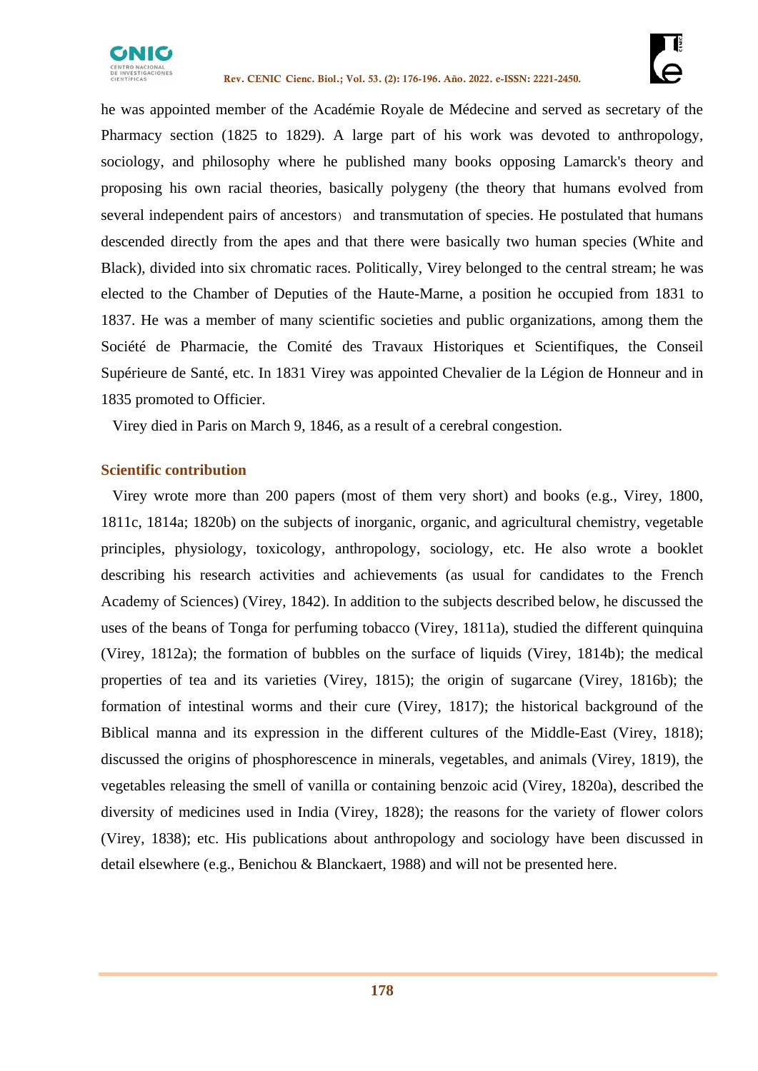he was appointed member of the Académie Royale de Médecine and served as secretary of the Pharmacy section (1825 to 1829). A large part of his work was devoted to anthropology, sociology, and philosophy where he published many books opposing Lamarck's theory and proposing his own racial theories, basically polygeny (the theory that humans evolved from several independent pairs of ancestors) and transmutation of species. He postulated that humans descended directly from the apes and that there were basically two human species (White and Black), divided into six chromatic races. Politically, Virey belonged to the central stream; he was elected to the Chamber of Deputies of the Haute-Marne, a position he occupied from 1831 to 1837. He was a member of many scientific societies and public organizations, among them the Société de Pharmacie, the Comité des Travaux Historiques et Scientifiques, the Conseil Supérieure de Santé, etc. In 1831 Virey was appointed Chevalier de la Légion de Honneur and in 1835 promoted to Officier.

Virey died in Paris on March 9, 1846, as a result of a cerebral congestion.

## Scientific contribution

Virey wrote more than 200 papers (most of them very short) and books (e.g., Virey, 1800, 1811c, 1814a; 1820b) on the subjects of inorganic, organic, and agricultural chemistry, vegetable principles, physiology, toxicology, anthropology, sociology, etc. He also wrote a booklet describing his research activities and achievements (as usual for candidates to the French Academy of Sciences) (Virey, 1842). In addition to the subjects described below, he discussed the uses of the beans of Tonga for perfuming tobacco (Virey, 1811a), studied the different quinquina (Virey, 1812a); the formation of bubbles on the surface of liquids (Virey, 1814b); the medical properties of tea and its varieties (Virey, 1815); the origin of sugarcane (Virey, 1816b); the formation of intestinal worms and their cure (Virey, 1817); the historical background of the Biblical manna and its expression in the different cultures of the Middle-East (Virey, 1818); discussed the origins of phosphorescence in minerals, vegetables, and animals (Virey, 1819), the vegetables releasing the smell of vanilla or containing benzoic acid (Virey, 1820a), described the diversity of medicines used in India (Virey, 1828); the reasons for the variety of flower colors (Virey, 1838); etc. His publications about anthropology and sociology have been discussed in detail elsewhere (e.g., Benichou & Blanckaert, 1988) and will not be presented here.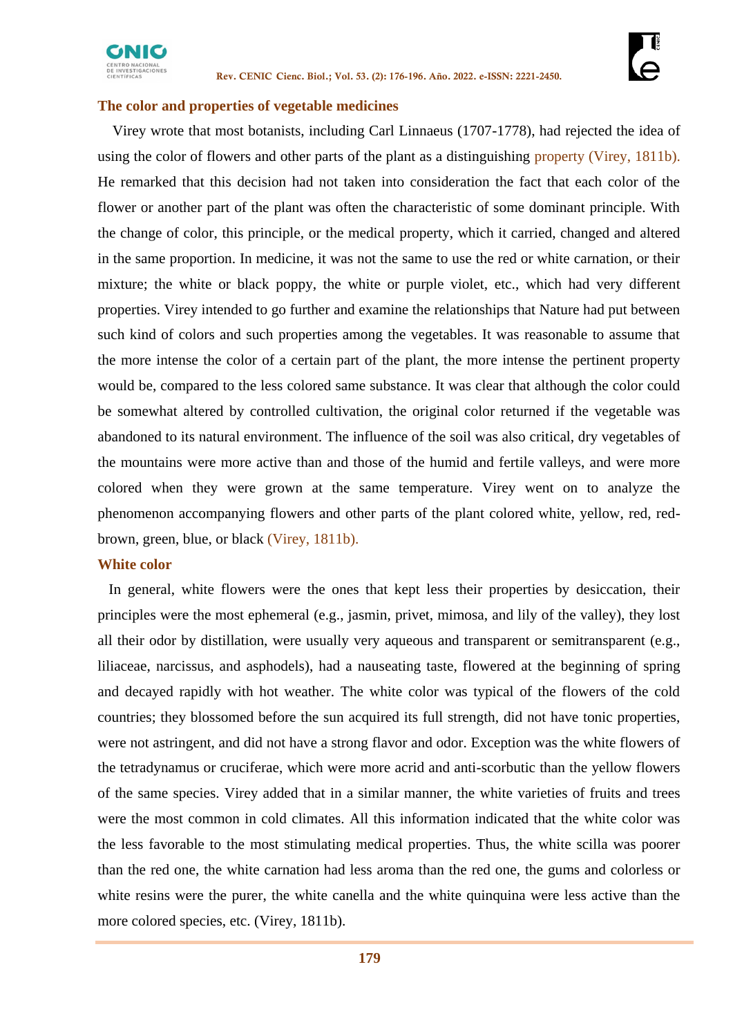## The color and properties of vegetable medicines

Virey wrote that most botanists, including Carl Linnaeus (1707-1778), had rejected the idea of using the color of flowers and other parts of the plant as a distinguishing property (Virey, 1811b). He remarked that this decision had not taken into consideration the fact that each color of the flower or another part of the plant was often the characteristic of some dominant principle. With the change of color, this principle, or the medical property, which it carried, changed and altered in the same proportion. In medicine, it was not the same to use the red or white carnation, or their mixture; the white or black poppy, the white or purple violet, etc., which had very different properties. Virey intended to go further and examine the relationships that Nature had put between such kind of colors and such properties among the vegetables. It was reasonable to assume that the more intense the color of a certain part of the plant, the more intense the pertinent property would be, compared to the less colored same substance. It was clear that although the color could be somewhat altered by controlled cultivation, the original color returned if the vegetable was abandoned to its natural environment. The influence of the soil was also critical, dry vegetables of the mountains were more active than and those of the humid and fertile valleys, and were more colored when they were grown at the same temperature. Virey went on to analyze the phenomenon accompanying flowers and other parts of the plant colored white, yellow, red, red-brown, green, blue, or black (Virey, 1811b).

### White color

In general, white flowers were the ones that kept less their properties by desiccation, their principles were the most ephemeral (e.g., jasmin, privet, mimosa, and lily of the valley), they lost all their odor by distillation, were usually very aqueous and transparent or semitransparent (e.g., liliaceae, narcissus, and asphodels), had a nauseating taste, flowered at the beginning of spring and decayed rapidly with hot weather. The white color was typical of the flowers of the cold countries; they blossomed before the sun acquired its full strength, did not have tonic properties, were not astringent, and did not have a strong flavor and odor. Exception was the white flowers of the tetradynamus or cruciferae, which were more acrid and anti-scorbutic than the yellow flowers of the same species. Virey added that in a similar manner, the white varieties of fruits and trees were the most common in cold climates. All this information indicated that the white color was the less favorable to the most stimulating medical properties. Thus, the white scilla was poorer than the red one, the white carnation had less aroma than the red one, the gums and colorless or white resins were the purer, the white canella and the white quinquina were less active than the more colored species, etc. (Virey, 1811b).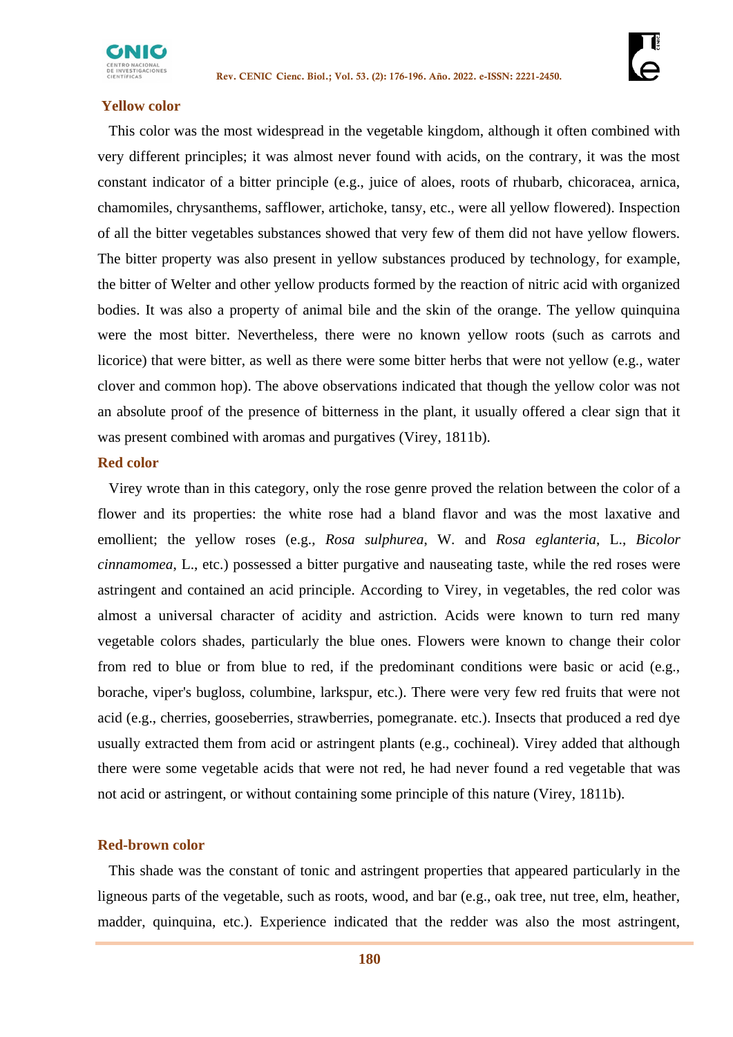### Yellow color

This color was the most widespread in the vegetable kingdom, although it often combined with very different principles; it was almost never found with acids, on the contrary, it was the most constant indicator of a bitter principle (e.g., juice of aloes, roots of rhubarb, chicoracea, arnica, chamomiles, chrysanthems, safflower, artichoke, tansy, etc., were all yellow flowered). Inspection of all the bitter vegetables substances showed that very few of them did not have yellow flowers. The bitter property was also present in yellow substances produced by technology, for example, the bitter of Welter and other yellow products formed by the reaction of nitric acid with organized bodies. It was also a property of animal bile and the skin of the orange. The yellow quinquina were the most bitter. Nevertheless, there were no known yellow roots (such as carrots and licorice) that were bitter, as well as there were some bitter herbs that were not yellow (e.g., water clover and common hop). The above observations indicated that though the yellow color was not an absolute proof of the presence of bitterness in the plant, it usually offered a clear sign that it was present combined with aromas and purgatives (Virey, 1811b).

### Red color

Virey wrote than in this category, only the rose genre proved the relation between the color of a flower and its properties: the white rose had a bland flavor and was the most laxative and emollient; the yellow roses (e.g., *Rosa sulphurea*, W. and *Rosa eglanteria*, L., *Bicolor cinnamomea*, L., etc.) possessed a bitter purgative and nauseating taste, while the red roses were astringent and contained an acid principle. According to Virey, in vegetables, the red color was almost a universal character of acidity and astriction. Acids were known to turn red many vegetable colors shades, particularly the blue ones. Flowers were known to change their color from red to blue or from blue to red, if the predominant conditions were basic or acid (e.g., borache, viper's bugloss, columbine, larkspur, etc.). There were very few red fruits that were not acid (e.g., cherries, gooseberries, strawberries, pomegranate. etc.). Insects that produced a red dye usually extracted them from acid or astringent plants (e.g., cochineal). Virey added that although there were some vegetable acids that were not red, he had never found a red vegetable that was not acid or astringent, or without containing some principle of this nature (Virey, 1811b).

### Red-brown color

This shade was the constant of tonic and astringent properties that appeared particularly in the ligneous parts of the vegetable, such as roots, wood, and bar (e.g., oak tree, nut tree, elm, heather, madder, quinquina, etc.). Experience indicated that the redder was also the most astringent,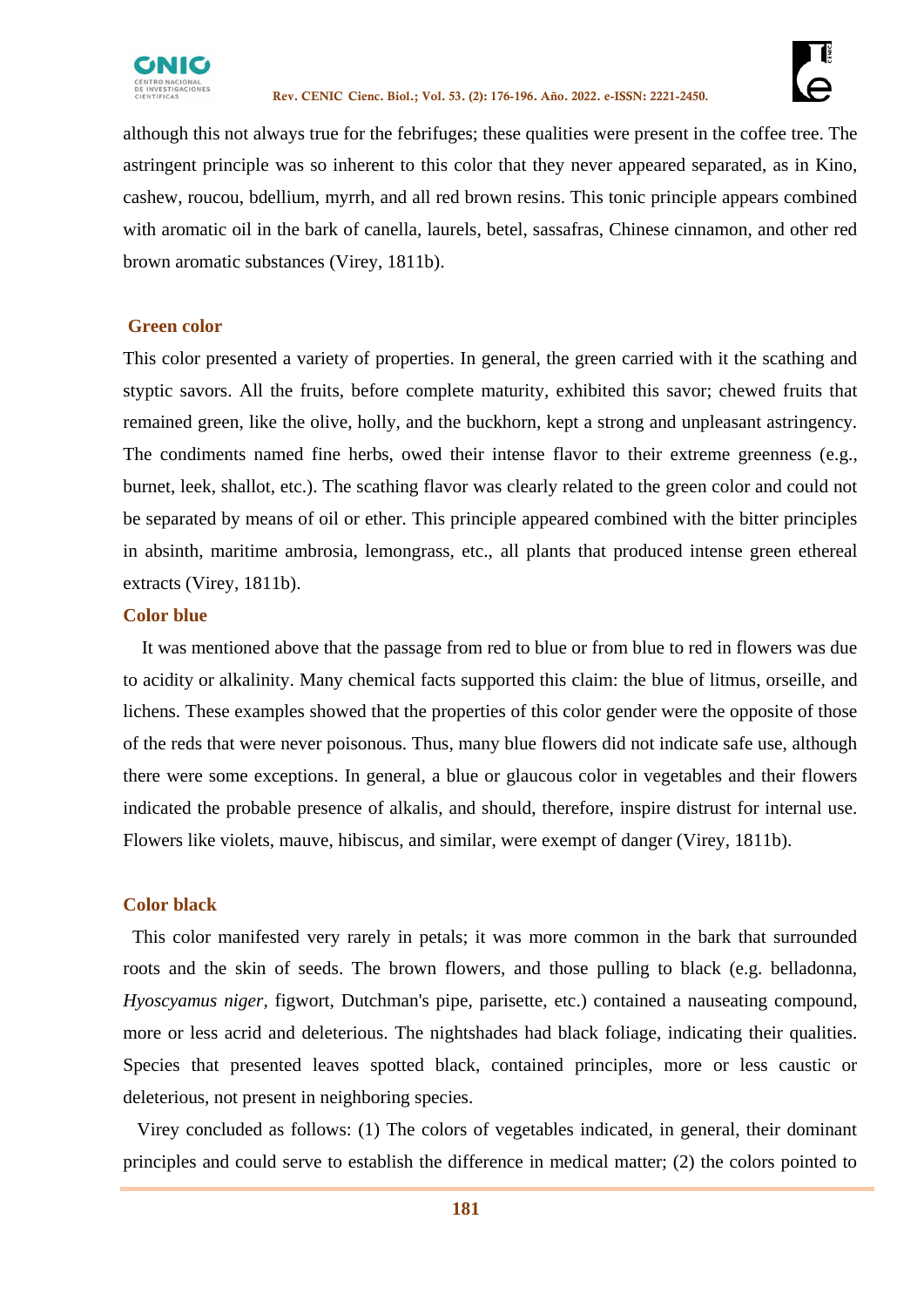although this not always true for the febrifuges; these qualities were present in the coffee tree. The astringent principle was so inherent to this color that they never appeared separated, as in Kino, cashew, roucou, bdellium, myrrh, and all red brown resins. This tonic principle appears combined with aromatic oil in the bark of canella, laurels, betel, sassafras, Chinese cinnamon, and other red brown aromatic substances (Virey, 1811b).

### Green color

This color presented a variety of properties. In general, the green carried with it the scathing and styptic savors. All the fruits, before complete maturity, exhibited this savor; chewed fruits that remained green, like the olive, holly, and the buckhorn, kept a strong and unpleasant astringency. The condiments named fine herbs, owed their intense flavor to their extreme greenness (e.g., burnet, leek, shallot, etc.). The scathing flavor was clearly related to the green color and could not be separated by means of oil or ether. This principle appeared combined with the bitter principles in absinth, maritime ambrosia, lemongrass, etc., all plants that produced intense green ethereal extracts (Virey, 1811b).

### Color blue

It was mentioned above that the passage from red to blue or from blue to red in flowers was due to acidity or alkalinity. Many chemical facts supported this claim: the blue of litmus, orseille, and lichens. These examples showed that the properties of this color gender were the opposite of those of the reds that were never poisonous. Thus, many blue flowers did not indicate safe use, although there were some exceptions. In general, a blue or glaucous color in vegetables and their flowers indicated the probable presence of alkalis, and should, therefore, inspire distrust for internal use. Flowers like violets, mauve, hibiscus, and similar, were exempt of danger (Virey, 1811b).

### Color black

This color manifested very rarely in petals; it was more common in the bark that surrounded roots and the skin of seeds. The brown flowers, and those pulling to black (e.g. belladonna, *Hyoscyamus niger*, figwort, Dutchman's pipe, parisette, etc.) contained a nauseating compound, more or less acrid and deleterious. The nightshades had black foliage, indicating their qualities. Species that presented leaves spotted black, contained principles, more or less caustic or deleterious, not present in neighboring species.

Virey concluded as follows: (1) The colors of vegetables indicated, in general, their dominant principles and could serve to establish the difference in medical matter; (2) the colors pointed to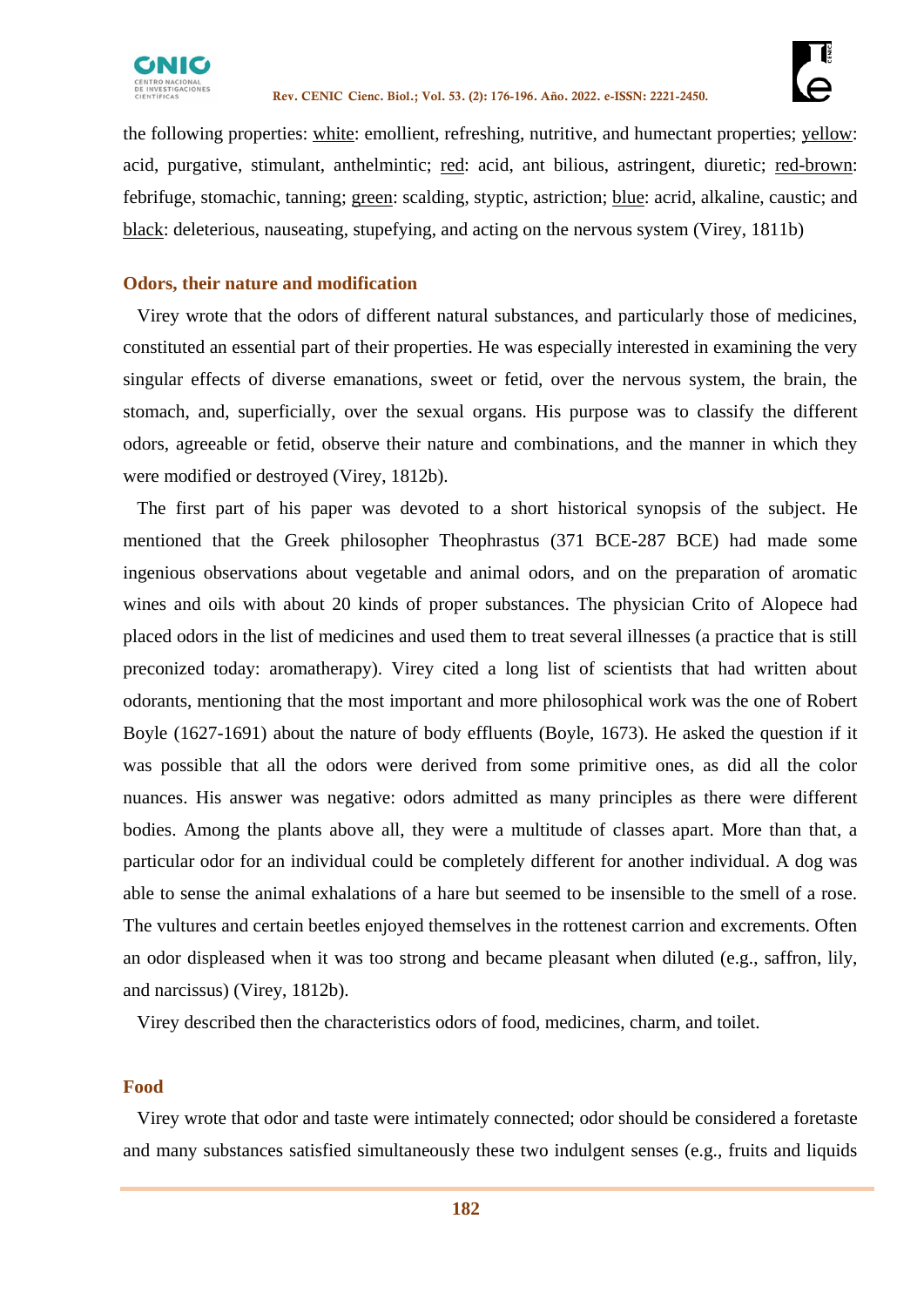the following properties: white: emollient, refreshing, nutritive, and humectant properties; yellow: acid, purgative, stimulant, anthelmintic; red: acid, ant bilious, astringent, diuretic; red-brown: febrifuge, stomachic, tanning; green: scalding, styptic, astriction; blue: acrid, alkaline, caustic; and black: deleterious, nauseating, stupefying, and acting on the nervous system (Virey, 1811b)

## Odors, their nature and modification

Virey wrote that the odors of different natural substances, and particularly those of medicines, constituted an essential part of their properties. He was especially interested in examining the very singular effects of diverse emanations, sweet or fetid, over the nervous system, the brain, the stomach, and, superficially, over the sexual organs. His purpose was to classify the different odors, agreeable or fetid, observe their nature and combinations, and the manner in which they were modified or destroyed (Virey, 1812b).

The first part of his paper was devoted to a short historical synopsis of the subject. He mentioned that the Greek philosopher Theophrastus (371 BCE-287 BCE) had made some ingenious observations about vegetable and animal odors, and on the preparation of aromatic wines and oils with about 20 kinds of proper substances. The physician Crito of Alopece had placed odors in the list of medicines and used them to treat several illnesses (a practice that is still preconized today: aromatherapy). Virey cited a long list of scientists that had written about odorants, mentioning that the most important and more philosophical work was the one of Robert Boyle (1627-1691) about the nature of body effluents (Boyle, 1673). He asked the question if it was possible that all the odors were derived from some primitive ones, as did all the color nuances. His answer was negative: odors admitted as many principles as there were different bodies. Among the plants above all, they were a multitude of classes apart. More than that, a particular odor for an individual could be completely different for another individual. A dog was able to sense the animal exhalations of a hare but seemed to be insensible to the smell of a rose. The vultures and certain beetles enjoyed themselves in the rottenest carrion and excrements. Often an odor displeased when it was too strong and became pleasant when diluted (e.g., saffron, lily, and narcissus) (Virey, 1812b).

Virey described then the characteristics odors of food, medicines, charm, and toilet.

## Food

Virey wrote that odor and taste were intimately connected; odor should be considered a foretaste and many substances satisfied simultaneously these two indulgent senses (e.g., fruits and liquids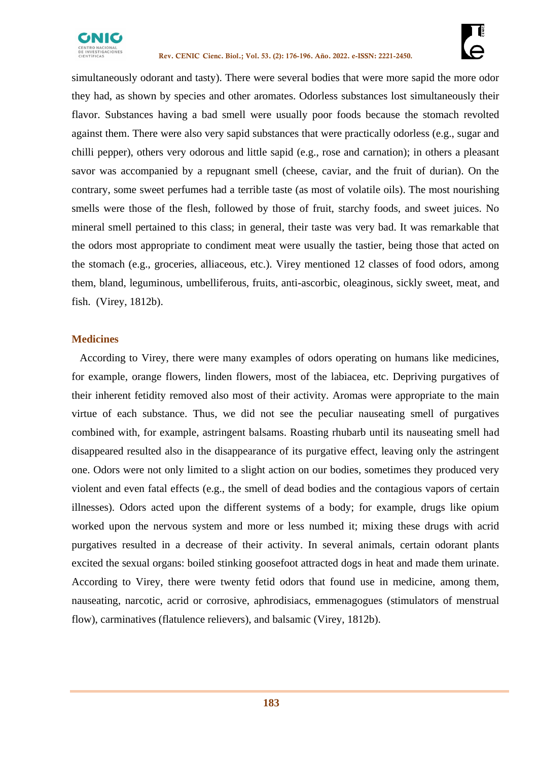simultaneously odorant and tasty). There were several bodies that were more sapid the more odor they had, as shown by species and other aromates. Odorless substances lost simultaneously their flavor. Substances having a bad smell were usually poor foods because the stomach revolted against them. There were also very sapid substances that were practically odorless (e.g., sugar and chilli pepper), others very odorous and little sapid (e.g., rose and carnation); in others a pleasant savor was accompanied by a repugnant smell (cheese, caviar, and the fruit of durian). On the contrary, some sweet perfumes had a terrible taste (as most of volatile oils). The most nourishing smells were those of the flesh, followed by those of fruit, starchy foods, and sweet juices. No mineral smell pertained to this class; in general, their taste was very bad. It was remarkable that the odors most appropriate to condiment meat were usually the tastier, being those that acted on the stomach (e.g., groceries, alliaceous, etc.). Virey mentioned 12 classes of food odors, among them, bland, leguminous, umbelliferous, fruits, anti-ascorbic, oleaginous, sickly sweet, meat, and fish. (Virey, 1812b).

## Medicines

According to Virey, there were many examples of odors operating on humans like medicines, for example, orange flowers, linden flowers, most of the labiacea, etc. Depriving purgatives of their inherent fetidity removed also most of their activity. Aromas were appropriate to the main virtue of each substance. Thus, we did not see the peculiar nauseating smell of purgatives combined with, for example, astringent balsams. Roasting rhubarb until its nauseating smell had disappeared resulted also in the disappearance of its purgative effect, leaving only the astringent one. Odors were not only limited to a slight action on our bodies, sometimes they produced very violent and even fatal effects (e.g., the smell of dead bodies and the contagious vapors of certain illnesses). Odors acted upon the different systems of a body; for example, drugs like opium worked upon the nervous system and more or less numbed it; mixing these drugs with acrid purgatives resulted in a decrease of their activity. In several animals, certain odorant plants excited the sexual organs: boiled stinking goosefoot attracted dogs in heat and made them urinate. According to Virey, there were twenty fetid odors that found use in medicine, among them, nauseating, narcotic, acrid or corrosive, aphrodisiacs, emmenagogues (stimulators of menstrual flow), carminatives (flatulence relievers), and balsamic (Virey, 1812b).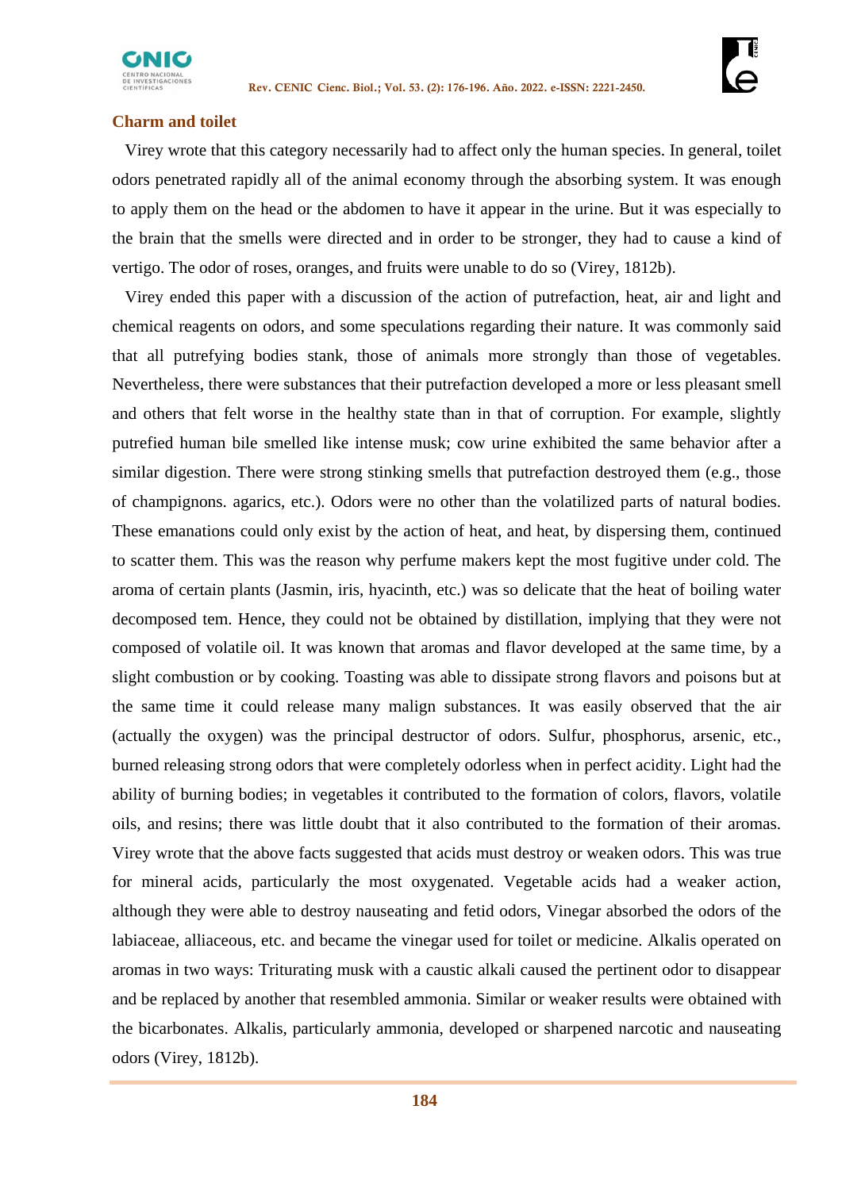## Charm and toilet

Virey wrote that this category necessarily had to affect only the human species. In general, toilet odors penetrated rapidly all of the animal economy through the absorbing system. It was enough to apply them on the head or the abdomen to have it appear in the urine. But it was especially to the brain that the smells were directed and in order to be stronger, they had to cause a kind of vertigo. The odor of roses, oranges, and fruits were unable to do so (Virey, 1812b).

Virey ended this paper with a discussion of the action of putrefaction, heat, air and light and chemical reagents on odors, and some speculations regarding their nature. It was commonly said that all putrefying bodies stank, those of animals more strongly than those of vegetables. Nevertheless, there were substances that their putrefaction developed a more or less pleasant smell and others that felt worse in the healthy state than in that of corruption. For example, slightly putrefied human bile smelled like intense musk; cow urine exhibited the same behavior after a similar digestion. There were strong stinking smells that putrefaction destroyed them (e.g., those of champignons. agarics, etc.). Odors were no other than the volatilized parts of natural bodies. These emanations could only exist by the action of heat, and heat, by dispersing them, continued to scatter them. This was the reason why perfume makers kept the most fugitive under cold. The aroma of certain plants (Jasmin, iris, hyacinth, etc.) was so delicate that the heat of boiling water decomposed tem. Hence, they could not be obtained by distillation, implying that they were not composed of volatile oil. It was known that aromas and flavor developed at the same time, by a slight combustion or by cooking. Toasting was able to dissipate strong flavors and poisons but at the same time it could release many malign substances. It was easily observed that the air (actually the oxygen) was the principal destructor of odors. Sulfur, phosphorus, arsenic, etc., burned releasing strong odors that were completely odorless when in perfect acidity. Light had the ability of burning bodies; in vegetables it contributed to the formation of colors, flavors, volatile oils, and resins; there was little doubt that it also contributed to the formation of their aromas. Virey wrote that the above facts suggested that acids must destroy or weaken odors. This was true for mineral acids, particularly the most oxygenated. Vegetable acids had a weaker action, although they were able to destroy nauseating and fetid odors, Vinegar absorbed the odors of the labiaceae, alliaceous, etc. and became the vinegar used for toilet or medicine. Alkalis operated on aromas in two ways: Triturating musk with a caustic alkali caused the pertinent odor to disappear and be replaced by another that resembled ammonia. Similar or weaker results were obtained with the bicarbonates. Alkalis, particularly ammonia, developed or sharpened narcotic and nauseating odors (Virey, 1812b).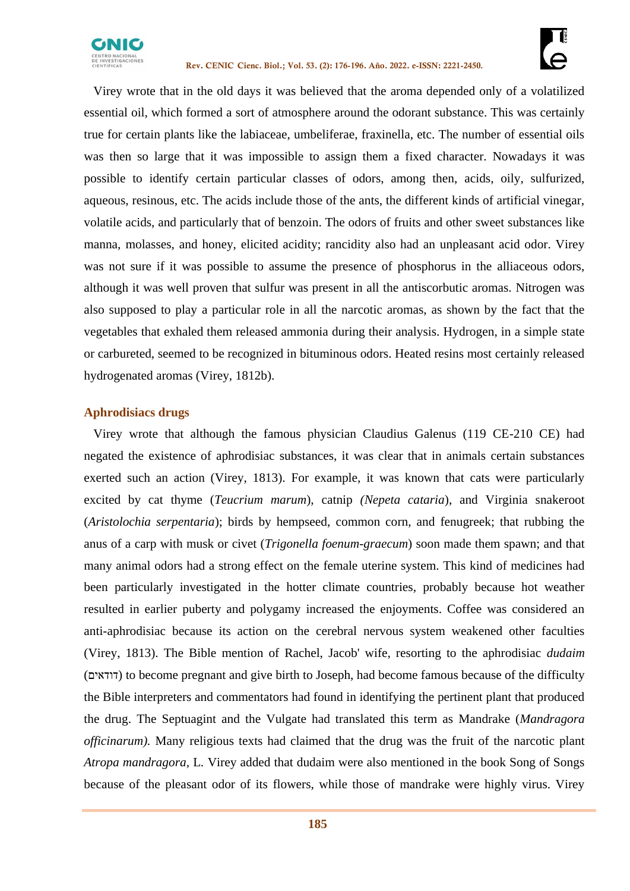Virey wrote that in the old days it was believed that the aroma depended only of a volatilized essential oil, which formed a sort of atmosphere around the odorant substance. This was certainly true for certain plants like the labiaceae, umbeliferae, fraxinella, etc. The number of essential oils was then so large that it was impossible to assign them a fixed character. Nowadays it was possible to identify certain particular classes of odors, among then, acids, oily, sulfurized, aqueous, resinous, etc. The acids include those of the ants, the different kinds of artificial vinegar, volatile acids, and particularly that of benzoin. The odors of fruits and other sweet substances like manna, molasses, and honey, elicited acidity; rancidity also had an unpleasant acid odor. Virey was not sure if it was possible to assume the presence of phosphorus in the alliaceous odors, although it was well proven that sulfur was present in all the antiscorbutic aromas. Nitrogen was also supposed to play a particular role in all the narcotic aromas, as shown by the fact that the vegetables that exhaled them released ammonia during their analysis. Hydrogen, in a simple state or carbureted, seemed to be recognized in bituminous odors. Heated resins most certainly released hydrogenated aromas (Virey, 1812b).

## Aphrodisiacs drugs

Virey wrote that although the famous physician Claudius Galenus (119 CE-210 CE) had negated the existence of aphrodisiac substances, it was clear that in animals certain substances exerted such an action (Virey, 1813). For example, it was known that cats were particularly excited by cat thyme (*Teucrium marum*), catnip *(Nepeta cataria*), and Virginia snakeroot (*Aristolochia serpentaria*); birds by hempseed, common corn, and fenugreek; that rubbing the anus of a carp with musk or civet (*Trigonella foenum-graecum*) soon made them spawn; and that many animal odors had a strong effect on the female uterine system. This kind of medicines had been particularly investigated in the hotter climate countries, probably because hot weather resulted in earlier puberty and polygamy increased the enjoyments. Coffee was considered an anti-aphrodisiac because its action on the cerebral nervous system weakened other faculties (Virey, 1813). The Bible mention of Rachel, Jacob' wife, resorting to the aphrodisiac *dudaim* (דודאים) to become pregnant and give birth to Joseph, had become famous because of the difficulty the Bible interpreters and commentators had found in identifying the pertinent plant that produced the drug. The Septuagint and the Vulgate had translated this term as Mandrake (*Mandragora officinarum).* Many religious texts had claimed that the drug was the fruit of the narcotic plant *Atropa mandragora*, L. Virey added that dudaim were also mentioned in the book Song of Songs because of the pleasant odor of its flowers, while those of mandrake were highly virus. Virey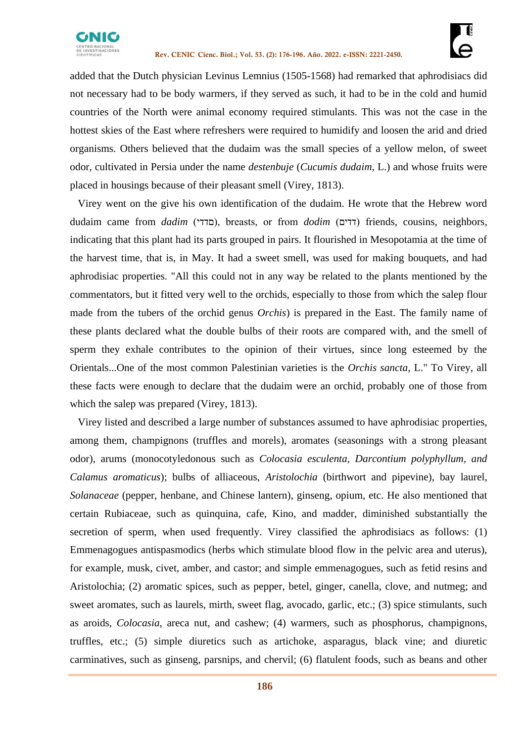added that the Dutch physician Levinus Lemnius (1505-1568) had remarked that aphrodisiacs did not necessary had to be body warmers, if they served as such, it had to be in the cold and humid countries of the North were animal economy required stimulants. This was not the case in the hottest skies of the East where refreshers were required to humidify and loosen the arid and dried organisms. Others believed that the dudaim was the small species of a yellow melon, of sweet odor, cultivated in Persia under the name *destenbuje* (*Cucumis dudaim*, L.) and whose fruits were placed in housings because of their pleasant smell (Virey, 1813).

Virey went on the give his own identification of the dudaim. He wrote that the Hebrew word dudaim came from *dadim* (םדדי), breasts, or from *dodim* (דדים) friends, cousins, neighbors, indicating that this plant had its parts grouped in pairs. It flourished in Mesopotamia at the time of the harvest time, that is, in May. It had a sweet smell, was used for making bouquets, and had aphrodisiac properties. "All this could not in any way be related to the plants mentioned by the commentators, but it fitted very well to the orchids, especially to those from which the salep flour made from the tubers of the orchid genus *Orchis*) is prepared in the East. The family name of these plants declared what the double bulbs of their roots are compared with, and the smell of sperm they exhale contributes to the opinion of their virtues, since long esteemed by the Orientals...One of the most common Palestinian varieties is the *Orchis sancta*, L." To Virey, all these facts were enough to declare that the dudaim were an orchid, probably one of those from which the salep was prepared (Virey, 1813).

Virey listed and described a large number of substances assumed to have aphrodisiac properties, among them, champignons (truffles and morels), aromates (seasonings with a strong pleasant odor), arums (monocotyledonous such as *Colocasia esculenta*, *Darcontium polyphyllum, and Calamus aromaticus*); bulbs of alliaceous, *Aristolochia* (birthwort and pipevine), bay laurel, *Solanaceae* (pepper, henbane, and Chinese lantern), ginseng, opium, etc. He also mentioned that certain Rubiaceae, such as quinquina, cafe, Kino, and madder, diminished substantially the secretion of sperm, when used frequently. Virey classified the aphrodisiacs as follows: (1) Emmenagogues antispasmodics (herbs which stimulate blood flow in the pelvic area and uterus), for example, musk, civet, amber, and castor; and simple emmenagogues, such as fetid resins and Aristolochia; (2) aromatic spices, such as pepper, betel, ginger, canella, clove, and nutmeg; and sweet aromates, such as laurels, mirth, sweet flag, avocado, garlic, etc.; (3) spice stimulants, such as aroids, *Colocasia*, areca nut, and cashew; (4) warmers, such as phosphorus, champignons, truffles, etc.; (5) simple diuretics such as artichoke, asparagus, black vine; and diuretic carminatives, such as ginseng, parsnips, and chervil; (6) flatulent foods, such as beans and other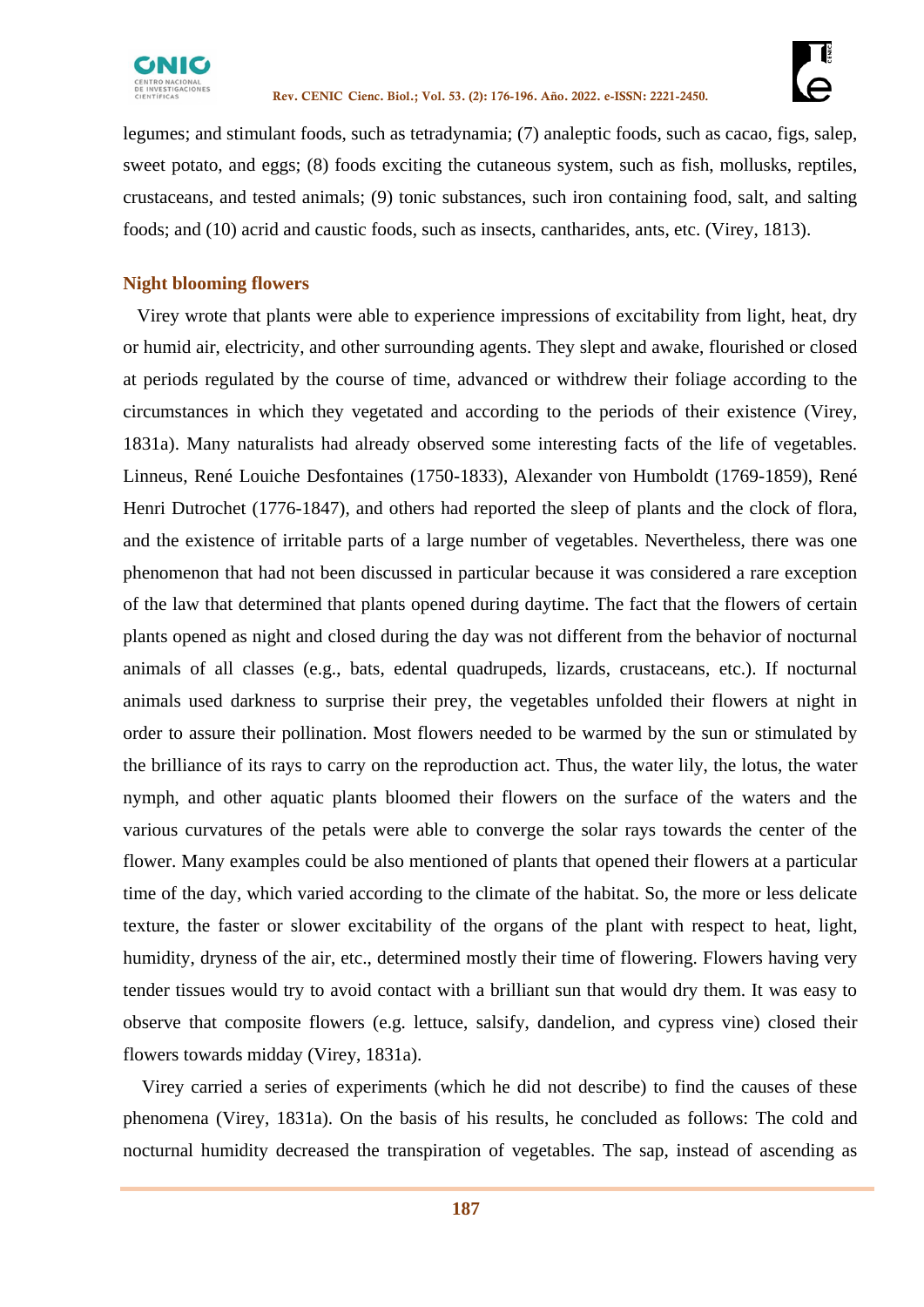legumes; and stimulant foods, such as tetradynamia; (7) analeptic foods, such as cacao, figs, salep, sweet potato, and eggs; (8) foods exciting the cutaneous system, such as fish, mollusks, reptiles, crustaceans, and tested animals; (9) tonic substances, such iron containing food, salt, and salting foods; and (10) acrid and caustic foods, such as insects, cantharides, ants, etc. (Virey, 1813).

## Night blooming flowers

Virey wrote that plants were able to experience impressions of excitability from light, heat, dry or humid air, electricity, and other surrounding agents. They slept and awake, flourished or closed at periods regulated by the course of time, advanced or withdrew their foliage according to the circumstances in which they vegetated and according to the periods of their existence (Virey, 1831a). Many naturalists had already observed some interesting facts of the life of vegetables. Linneus, René Louiche Desfontaines (1750-1833), Alexander von Humboldt (1769-1859), René Henri Dutrochet (1776-1847), and others had reported the sleep of plants and the clock of flora, and the existence of irritable parts of a large number of vegetables. Nevertheless, there was one phenomenon that had not been discussed in particular because it was considered a rare exception of the law that determined that plants opened during daytime. The fact that the flowers of certain plants opened as night and closed during the day was not different from the behavior of nocturnal animals of all classes (e.g., bats, edental quadrupeds, lizards, crustaceans, etc.). If nocturnal animals used darkness to surprise their prey, the vegetables unfolded their flowers at night in order to assure their pollination. Most flowers needed to be warmed by the sun or stimulated by the brilliance of its rays to carry on the reproduction act. Thus, the water lily, the lotus, the water nymph, and other aquatic plants bloomed their flowers on the surface of the waters and the various curvatures of the petals were able to converge the solar rays towards the center of the flower. Many examples could be also mentioned of plants that opened their flowers at a particular time of the day, which varied according to the climate of the habitat. So, the more or less delicate texture, the faster or slower excitability of the organs of the plant with respect to heat, light, humidity, dryness of the air, etc., determined mostly their time of flowering. Flowers having very tender tissues would try to avoid contact with a brilliant sun that would dry them. It was easy to observe that composite flowers (e.g. lettuce, salsify, dandelion, and cypress vine) closed their flowers towards midday (Virey, 1831a).

Virey carried a series of experiments (which he did not describe) to find the causes of these phenomena (Virey, 1831a). On the basis of his results, he concluded as follows: The cold and nocturnal humidity decreased the transpiration of vegetables. The sap, instead of ascending as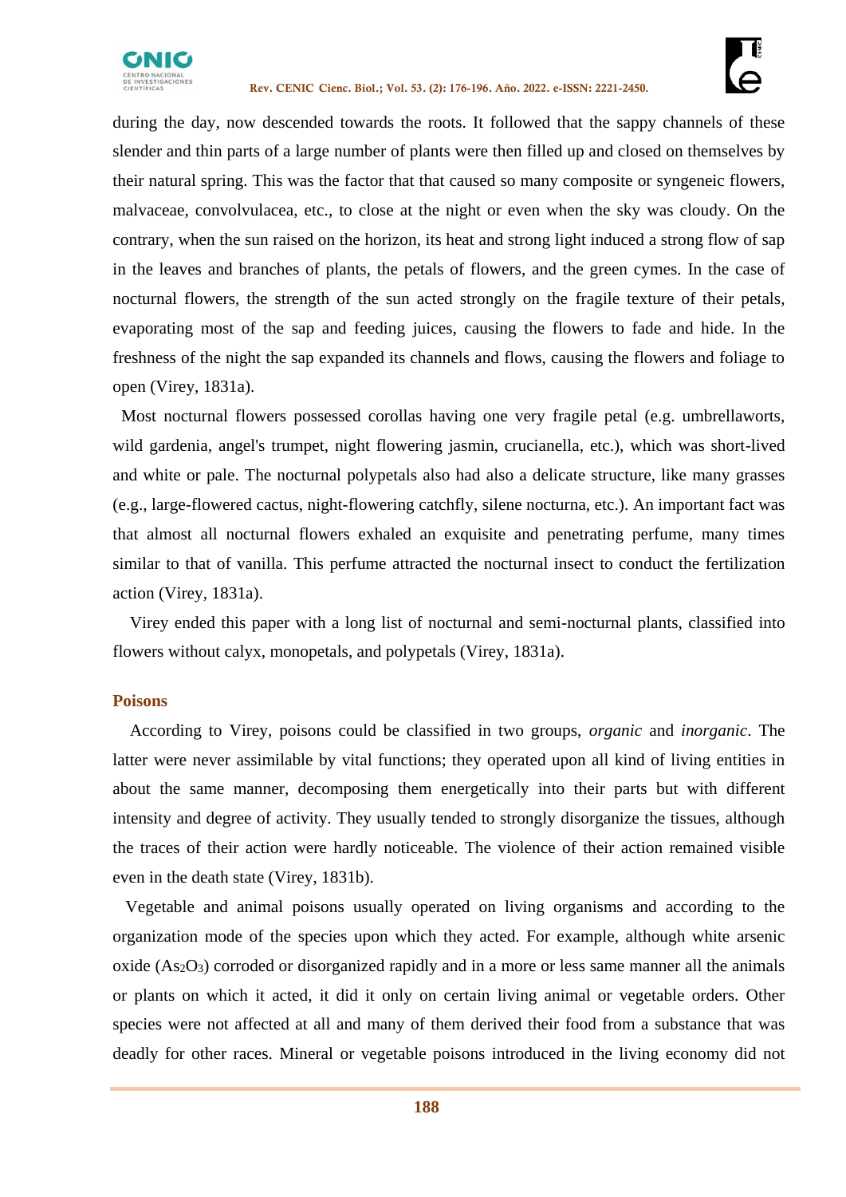during the day, now descended towards the roots. It followed that the sappy channels of these slender and thin parts of a large number of plants were then filled up and closed on themselves by their natural spring. This was the factor that that caused so many composite or syngeneic flowers, malvaceae, convolvulacea, etc., to close at the night or even when the sky was cloudy. On the contrary, when the sun raised on the horizon, its heat and strong light induced a strong flow of sap in the leaves and branches of plants, the petals of flowers, and the green cymes. In the case of nocturnal flowers, the strength of the sun acted strongly on the fragile texture of their petals, evaporating most of the sap and feeding juices, causing the flowers to fade and hide. In the freshness of the night the sap expanded its channels and flows, causing the flowers and foliage to open (Virey, 1831a).

Most nocturnal flowers possessed corollas having one very fragile petal (e.g. umbrellaworts, wild gardenia, angel's trumpet, night flowering jasmin, crucianella, etc.), which was short-lived and white or pale. The nocturnal polypetals also had also a delicate structure, like many grasses (e.g., large-flowered cactus, night-flowering catchfly, silene nocturna, etc.). An important fact was that almost all nocturnal flowers exhaled an exquisite and penetrating perfume, many times similar to that of vanilla. This perfume attracted the nocturnal insect to conduct the fertilization action (Virey, 1831a).

Virey ended this paper with a long list of nocturnal and semi-nocturnal plants, classified into flowers without calyx, monopetals, and polypetals (Virey, 1831a).

## Poisons

According to Virey, poisons could be classified in two groups, *organic* and *inorganic*. The latter were never assimilable by vital functions; they operated upon all kind of living entities in about the same manner, decomposing them energetically into their parts but with different intensity and degree of activity. They usually tended to strongly disorganize the tissues, although the traces of their action were hardly noticeable. The violence of their action remained visible even in the death state (Virey, 1831b).

Vegetable and animal poisons usually operated on living organisms and according to the organization mode of the species upon which they acted. For example, although white arsenic oxide ($As_2O_3$) corroded or disorganized rapidly and in a more or less same manner all the animals or plants on which it acted, it did it only on certain living animal or vegetable orders. Other species were not affected at all and many of them derived their food from a substance that was deadly for other races. Mineral or vegetable poisons introduced in the living economy did not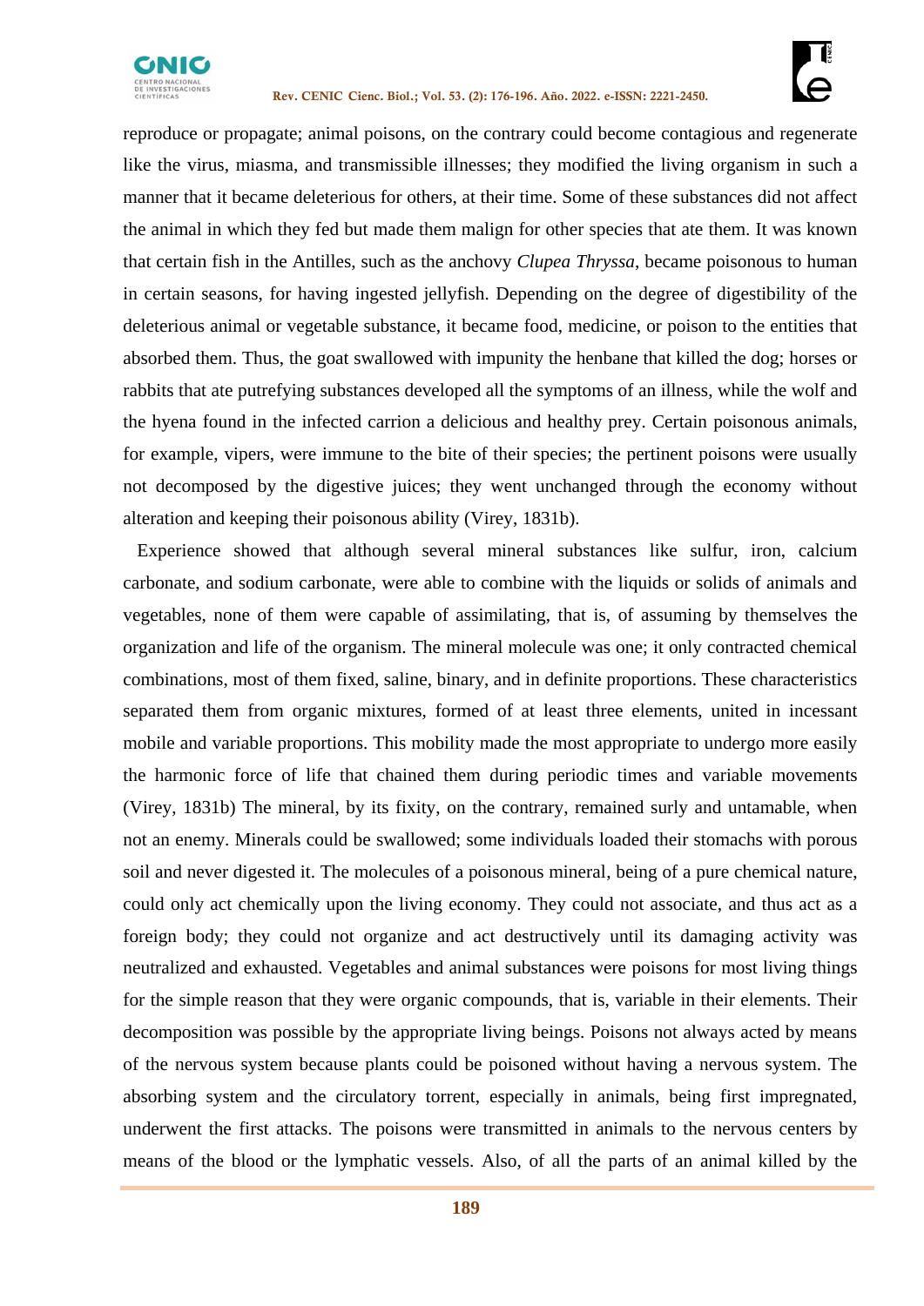reproduce or propagate; animal poisons, on the contrary could become contagious and regenerate like the virus, miasma, and transmissible illnesses; they modified the living organism in such a manner that it became deleterious for others, at their time. Some of these substances did not affect the animal in which they fed but made them malign for other species that ate them. It was known that certain fish in the Antilles, such as the anchovy *Clupea Thryssa*, became poisonous to human in certain seasons, for having ingested jellyfish. Depending on the degree of digestibility of the deleterious animal or vegetable substance, it became food, medicine, or poison to the entities that absorbed them. Thus, the goat swallowed with impunity the henbane that killed the dog; horses or rabbits that ate putrefying substances developed all the symptoms of an illness, while the wolf and the hyena found in the infected carrion a delicious and healthy prey. Certain poisonous animals, for example, vipers, were immune to the bite of their species; the pertinent poisons were usually not decomposed by the digestive juices; they went unchanged through the economy without alteration and keeping their poisonous ability (Virey, 1831b).

Experience showed that although several mineral substances like sulfur, iron, calcium carbonate, and sodium carbonate, were able to combine with the liquids or solids of animals and vegetables, none of them were capable of assimilating, that is, of assuming by themselves the organization and life of the organism. The mineral molecule was one; it only contracted chemical combinations, most of them fixed, saline, binary, and in definite proportions. These characteristics separated them from organic mixtures, formed of at least three elements, united in incessant mobile and variable proportions. This mobility made the most appropriate to undergo more easily the harmonic force of life that chained them during periodic times and variable movements (Virey, 1831b) The mineral, by its fixity, on the contrary, remained surly and untamable, when not an enemy. Minerals could be swallowed; some individuals loaded their stomachs with porous soil and never digested it. The molecules of a poisonous mineral, being of a pure chemical nature, could only act chemically upon the living economy. They could not associate, and thus act as a foreign body; they could not organize and act destructively until its damaging activity was neutralized and exhausted. Vegetables and animal substances were poisons for most living things for the simple reason that they were organic compounds, that is, variable in their elements. Their decomposition was possible by the appropriate living beings. Poisons not always acted by means of the nervous system because plants could be poisoned without having a nervous system. The absorbing system and the circulatory torrent, especially in animals, being first impregnated, underwent the first attacks. The poisons were transmitted in animals to the nervous centers by means of the blood or the lymphatic vessels. Also, of all the parts of an animal killed by the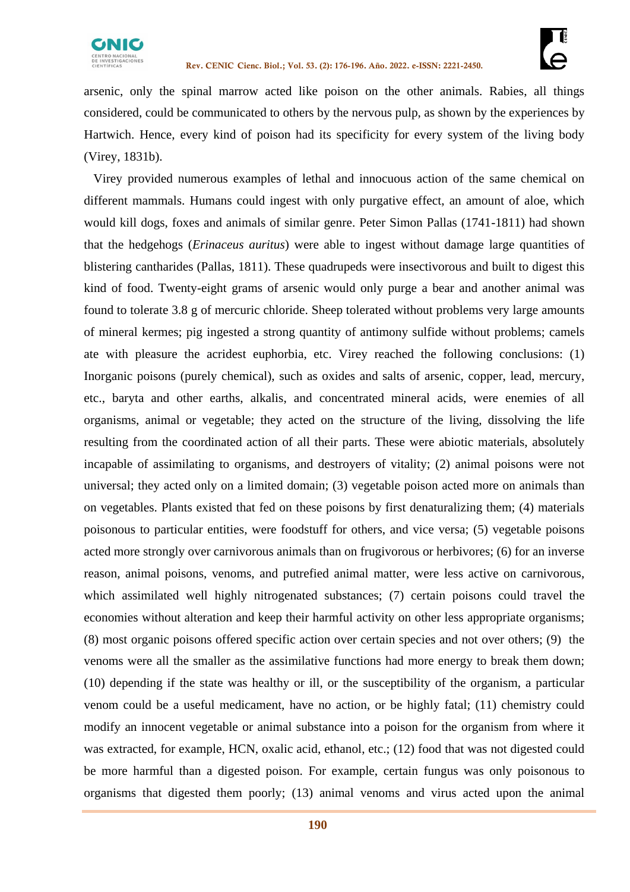arsenic, only the spinal marrow acted like poison on the other animals. Rabies, all things considered, could be communicated to others by the nervous pulp, as shown by the experiences by Hartwich. Hence, every kind of poison had its specificity for every system of the living body (Virey, 1831b).

Virey provided numerous examples of lethal and innocuous action of the same chemical on different mammals. Humans could ingest with only purgative effect, an amount of aloe, which would kill dogs, foxes and animals of similar genre. Peter Simon Pallas (1741-1811) had shown that the hedgehogs (*Erinaceus auritus*) were able to ingest without damage large quantities of blistering cantharides (Pallas, 1811). These quadrupeds were insectivorous and built to digest this kind of food. Twenty-eight grams of arsenic would only purge a bear and another animal was found to tolerate 3.8 g of mercuric chloride. Sheep tolerated without problems very large amounts of mineral kermes; pig ingested a strong quantity of antimony sulfide without problems; camels ate with pleasure the acridest euphorbia, etc. Virey reached the following conclusions: (1) Inorganic poisons (purely chemical), such as oxides and salts of arsenic, copper, lead, mercury, etc., baryta and other earths, alkalis, and concentrated mineral acids, were enemies of all organisms, animal or vegetable; they acted on the structure of the living, dissolving the life resulting from the coordinated action of all their parts. These were abiotic materials, absolutely incapable of assimilating to organisms, and destroyers of vitality; (2) animal poisons were not universal; they acted only on a limited domain; (3) vegetable poison acted more on animals than on vegetables. Plants existed that fed on these poisons by first denaturalizing them; (4) materials poisonous to particular entities, were foodstuff for others, and vice versa; (5) vegetable poisons acted more strongly over carnivorous animals than on frugivorous or herbivores; (6) for an inverse reason, animal poisons, venoms, and putrefied animal matter, were less active on carnivorous, which assimilated well highly nitrogenated substances; (7) certain poisons could travel the economies without alteration and keep their harmful activity on other less appropriate organisms; (8) most organic poisons offered specific action over certain species and not over others; (9) the venoms were all the smaller as the assimilative functions had more energy to break them down; (10) depending if the state was healthy or ill, or the susceptibility of the organism, a particular venom could be a useful medicament, have no action, or be highly fatal; (11) chemistry could modify an innocent vegetable or animal substance into a poison for the organism from where it was extracted, for example, HCN, oxalic acid, ethanol, etc.; (12) food that was not digested could be more harmful than a digested poison. For example, certain fungus was only poisonous to organisms that digested them poorly; (13) animal venoms and virus acted upon the animal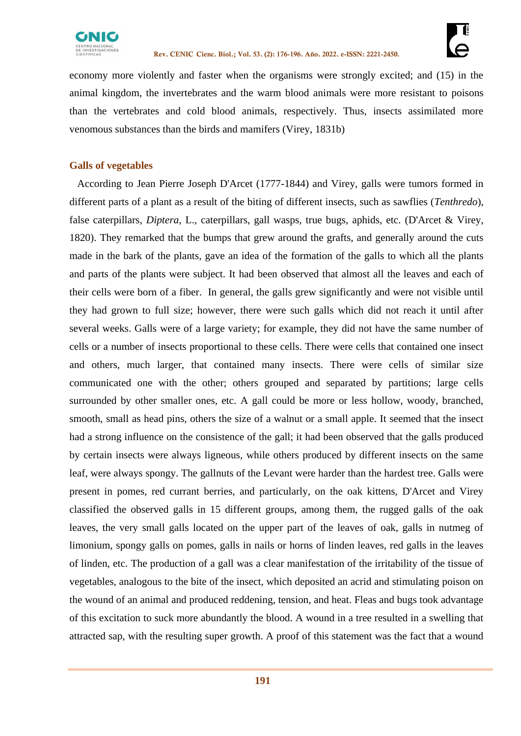economy more violently and faster when the organisms were strongly excited; and (15) in the animal kingdom, the invertebrates and the warm blood animals were more resistant to poisons than the vertebrates and cold blood animals, respectively. Thus, insects assimilated more venomous substances than the birds and mamifers (Virey, 1831b)

## Galls of vegetables

According to Jean Pierre Joseph D'Arcet (1777-1844) and Virey, galls were tumors formed in different parts of a plant as a result of the biting of different insects, such as sawflies (*Tenthredo*), false caterpillars, *Diptera,* L., caterpillars, gall wasps, true bugs, aphids, etc. (D'Arcet & Virey, 1820). They remarked that the bumps that grew around the grafts, and generally around the cuts made in the bark of the plants, gave an idea of the formation of the galls to which all the plants and parts of the plants were subject. It had been observed that almost all the leaves and each of their cells were born of a fiber. In general, the galls grew significantly and were not visible until they had grown to full size; however, there were such galls which did not reach it until after several weeks. Galls were of a large variety; for example, they did not have the same number of cells or a number of insects proportional to these cells. There were cells that contained one insect and others, much larger, that contained many insects. There were cells of similar size communicated one with the other; others grouped and separated by partitions; large cells surrounded by other smaller ones, etc. A gall could be more or less hollow, woody, branched, smooth, small as head pins, others the size of a walnut or a small apple. It seemed that the insect had a strong influence on the consistence of the gall; it had been observed that the galls produced by certain insects were always ligneous, while others produced by different insects on the same leaf, were always spongy. The gallnuts of the Levant were harder than the hardest tree. Galls were present in pomes, red currant berries, and particularly, on the oak kittens, D'Arcet and Virey classified the observed galls in 15 different groups, among them, the rugged galls of the oak leaves, the very small galls located on the upper part of the leaves of oak, galls in nutmeg of limonium, spongy galls on pomes, galls in nails or horns of linden leaves, red galls in the leaves of linden, etc. The production of a gall was a clear manifestation of the irritability of the tissue of vegetables, analogous to the bite of the insect, which deposited an acrid and stimulating poison on the wound of an animal and produced reddening, tension, and heat. Fleas and bugs took advantage of this excitation to suck more abundantly the blood. A wound in a tree resulted in a swelling that attracted sap, with the resulting super growth. A proof of this statement was the fact that a wound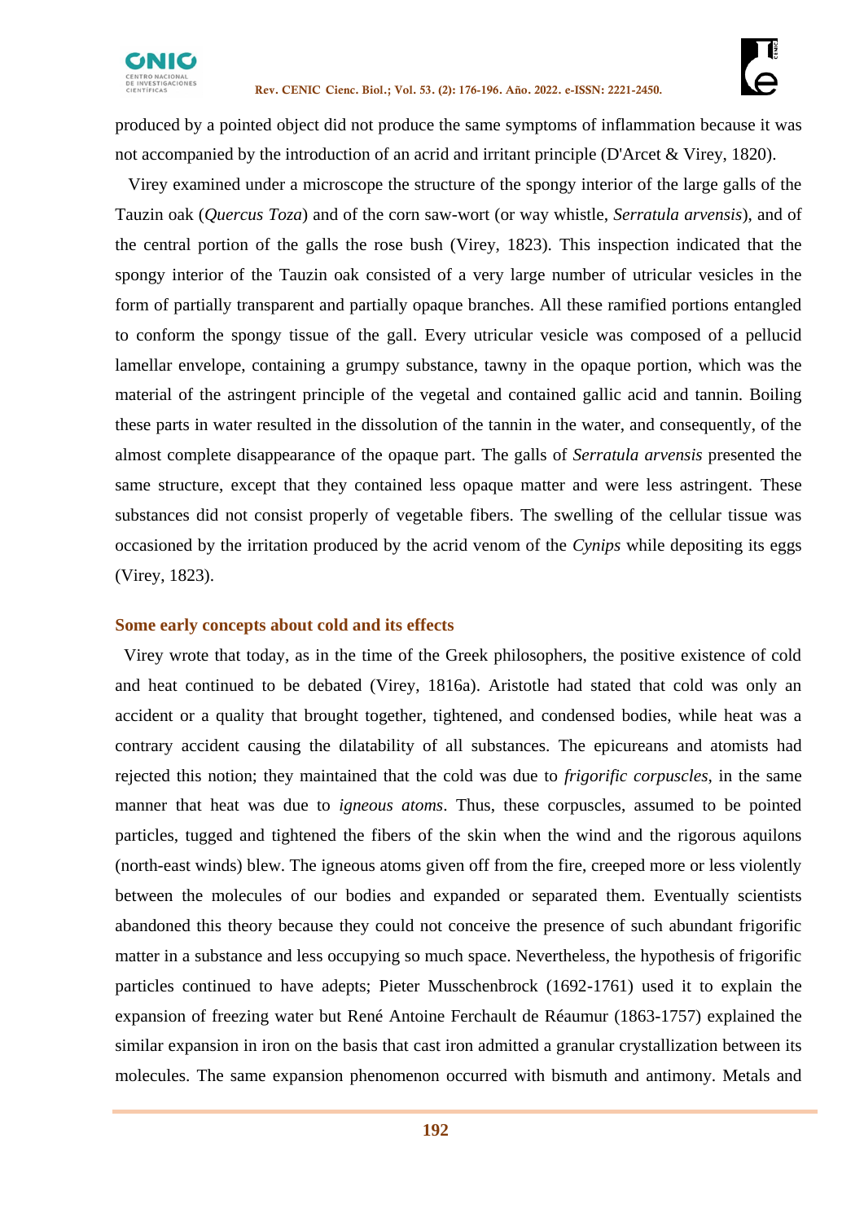produced by a pointed object did not produce the same symptoms of inflammation because it was not accompanied by the introduction of an acrid and irritant principle (D'Arcet & Virey, 1820).

Virey examined under a microscope the structure of the spongy interior of the large galls of the Tauzin oak (*Quercus Toza*) and of the corn saw-wort (or way whistle, *Serratula arvensis*), and of the central portion of the galls the rose bush (Virey, 1823). This inspection indicated that the spongy interior of the Tauzin oak consisted of a very large number of utricular vesicles in the form of partially transparent and partially opaque branches. All these ramified portions entangled to conform the spongy tissue of the gall. Every utricular vesicle was composed of a pellucid lamellar envelope, containing a grumpy substance, tawny in the opaque portion, which was the material of the astringent principle of the vegetal and contained gallic acid and tannin. Boiling these parts in water resulted in the dissolution of the tannin in the water, and consequently, of the almost complete disappearance of the opaque part. The galls of *Serratula arvensis* presented the same structure, except that they contained less opaque matter and were less astringent. These substances did not consist properly of vegetable fibers. The swelling of the cellular tissue was occasioned by the irritation produced by the acrid venom of the *Cynips* while depositing its eggs (Virey, 1823).

## Some early concepts about cold and its effects

Virey wrote that today, as in the time of the Greek philosophers, the positive existence of cold and heat continued to be debated (Virey, 1816a). Aristotle had stated that cold was only an accident or a quality that brought together, tightened, and condensed bodies, while heat was a contrary accident causing the dilatability of all substances. The epicureans and atomists had rejected this notion; they maintained that the cold was due to *frigorific corpuscles*, in the same manner that heat was due to *igneous atoms*. Thus, these corpuscles, assumed to be pointed particles, tugged and tightened the fibers of the skin when the wind and the rigorous aquilons (north-east winds) blew. The igneous atoms given off from the fire, creeped more or less violently between the molecules of our bodies and expanded or separated them. Eventually scientists abandoned this theory because they could not conceive the presence of such abundant frigorific matter in a substance and less occupying so much space. Nevertheless, the hypothesis of frigorific particles continued to have adepts; Pieter Musschenbrock (1692-1761) used it to explain the expansion of freezing water but René Antoine Ferchault de Réaumur (1863-1757) explained the similar expansion in iron on the basis that cast iron admitted a granular crystallization between its molecules. The same expansion phenomenon occurred with bismuth and antimony. Metals and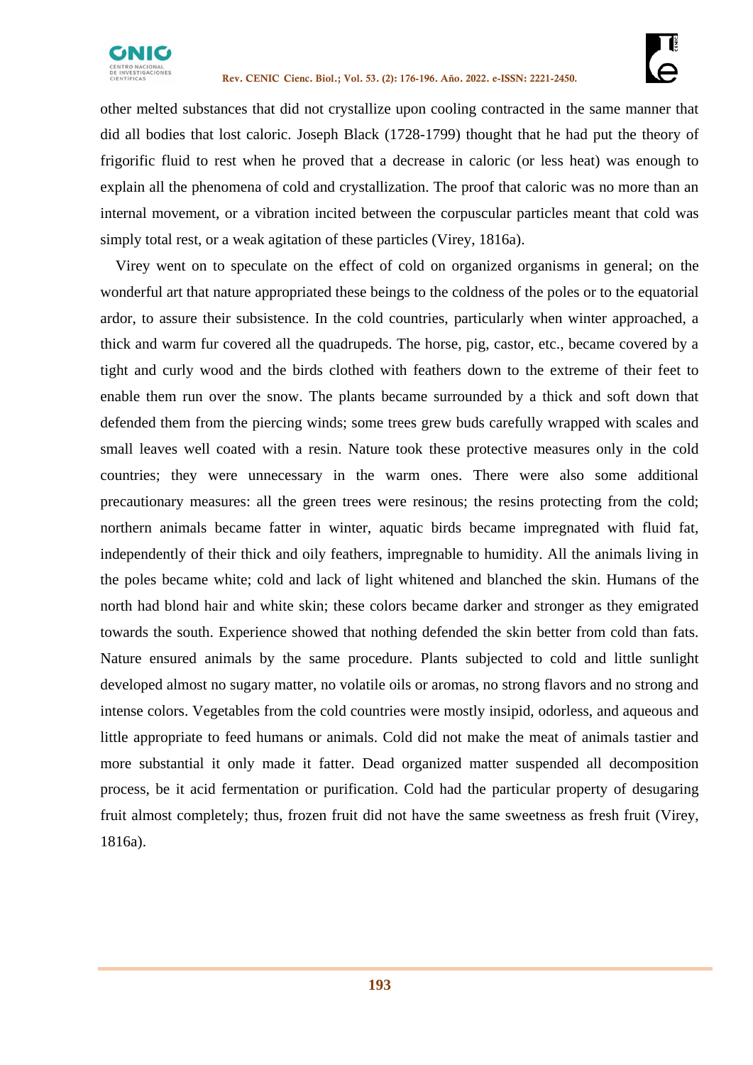other melted substances that did not crystallize upon cooling contracted in the same manner that did all bodies that lost caloric. Joseph Black (1728-1799) thought that he had put the theory of frigorific fluid to rest when he proved that a decrease in caloric (or less heat) was enough to explain all the phenomena of cold and crystallization. The proof that caloric was no more than an internal movement, or a vibration incited between the corpuscular particles meant that cold was simply total rest, or a weak agitation of these particles (Virey, 1816a).

Virey went on to speculate on the effect of cold on organized organisms in general; on the wonderful art that nature appropriated these beings to the coldness of the poles or to the equatorial ardor, to assure their subsistence. In the cold countries, particularly when winter approached, a thick and warm fur covered all the quadrupeds. The horse, pig, castor, etc., became covered by a tight and curly wood and the birds clothed with feathers down to the extreme of their feet to enable them run over the snow. The plants became surrounded by a thick and soft down that defended them from the piercing winds; some trees grew buds carefully wrapped with scales and small leaves well coated with a resin. Nature took these protective measures only in the cold countries; they were unnecessary in the warm ones. There were also some additional precautionary measures: all the green trees were resinous; the resins protecting from the cold; northern animals became fatter in winter, aquatic birds became impregnated with fluid fat, independently of their thick and oily feathers, impregnable to humidity. All the animals living in the poles became white; cold and lack of light whitened and blanched the skin. Humans of the north had blond hair and white skin; these colors became darker and stronger as they emigrated towards the south. Experience showed that nothing defended the skin better from cold than fats. Nature ensured animals by the same procedure. Plants subjected to cold and little sunlight developed almost no sugary matter, no volatile oils or aromas, no strong flavors and no strong and intense colors. Vegetables from the cold countries were mostly insipid, odorless, and aqueous and little appropriate to feed humans or animals. Cold did not make the meat of animals tastier and more substantial it only made it fatter. Dead organized matter suspended all decomposition process, be it acid fermentation or purification. Cold had the particular property of desugaring fruit almost completely; thus, frozen fruit did not have the same sweetness as fresh fruit (Virey, 1816a).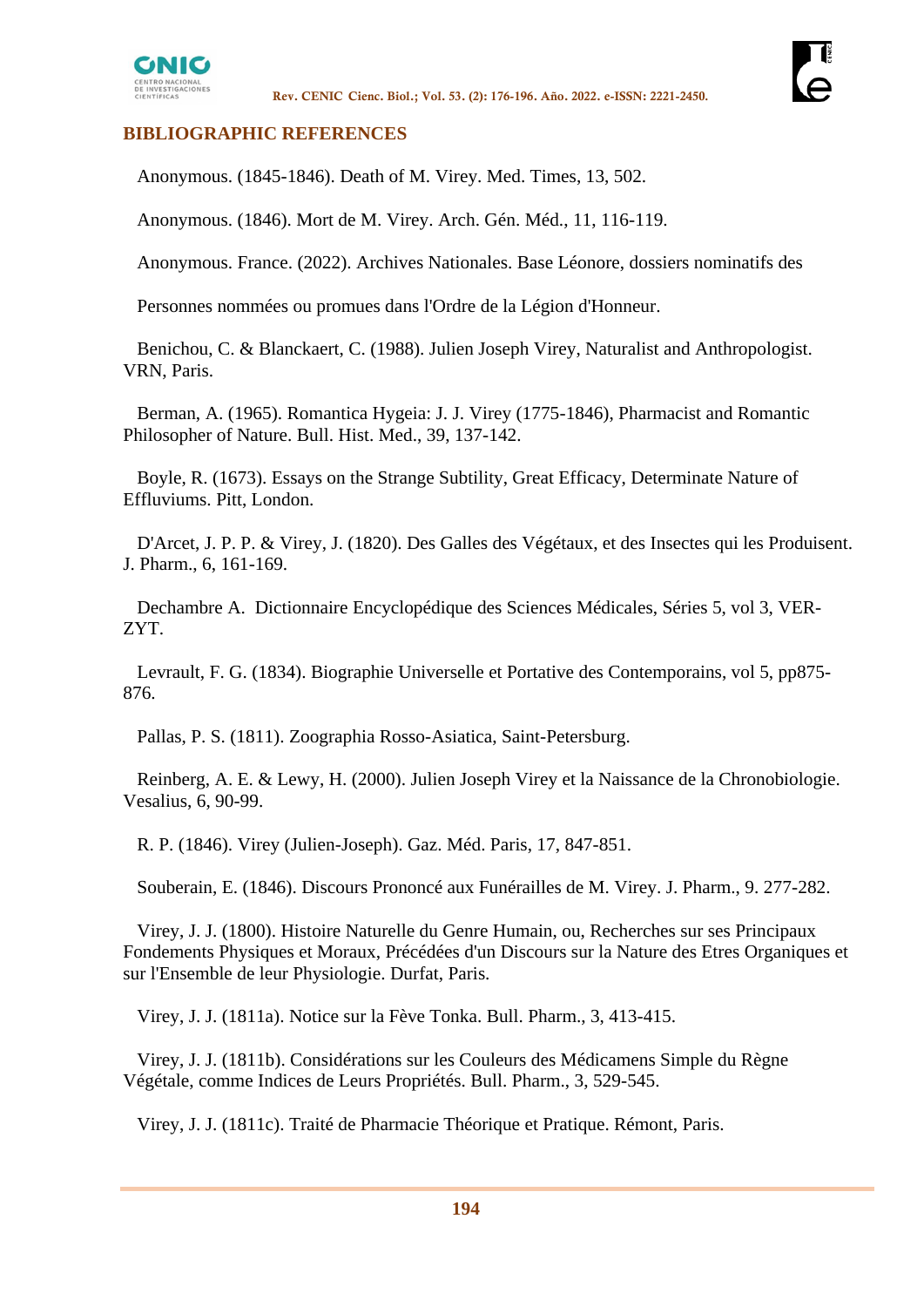## BIBLIOGRAPHIC REFERENCES

Anonymous. (1845-1846). Death of M. Virey. Med. Times, 13, 502.

Anonymous. (1846). Mort de M. Virey. Arch. Gén. Méd., 11, 116-119.

Anonymous. France. (2022). Archives Nationales. Base Léonore, dossiers nominatifs des Personnes nommées ou promues dans l'Ordre de la Légion d'Honneur.

Benichou, C. & Blanckaert, C. (1988). Julien Joseph Virey, Naturalist and Anthropologist. VRN, Paris.

Berman, A. (1965). Romantica Hygeia: J. J. Virey (1775-1846), Pharmacist and Romantic Philosopher of Nature. Bull. Hist. Med., 39, 137-142.

Boyle, R. (1673). Essays on the Strange Subtility, Great Efficacy, Determinate Nature of Effluviums. Pitt, London.

D'Arcet, J. P. P. & Virey, J. (1820). Des Galles des Végétaux, et des Insectes qui les Produisent. J. Pharm., 6, 161-169.

Dechambre A. Dictionnaire Encyclopédique des Sciences Médicales, Séries 5, vol 3, VER-ZYT.

Levrault, F. G. (1834). Biographie Universelle et Portative des Contemporains, vol 5, pp875-876.

Pallas, P. S. (1811). Zoographia Rosso-Asiatica, Saint-Petersburg.

Reinberg, A. E. & Lewy, H. (2000). Julien Joseph Virey et la Naissance de la Chronobiologie. Vesalius, 6, 90-99.

R. P. (1846). Virey (Julien-Joseph). Gaz. Méd. Paris, 17, 847-851.

Souberain, E. (1846). Discours Prononcé aux Funérailles de M. Virey. J. Pharm., 9. 277-282.

Virey, J. J. (1800). Histoire Naturelle du Genre Humain, ou, Recherches sur ses Principaux Fondements Physiques et Moraux, Précédées d'un Discours sur la Nature des Etres Organiques et sur l'Ensemble de leur Physiologie. Durfat, Paris.

Virey, J. J. (1811a). Notice sur la Fève Tonka. Bull. Pharm., 3, 413-415.

Virey, J. J. (1811b). Considérations sur les Couleurs des Médicamens Simple du Règne Végétale, comme Indices de Leurs Propriétés. Bull. Pharm., 3, 529-545.

Virey, J. J. (1811c). Traité de Pharmacie Théorique et Pratique. Rémont, Paris.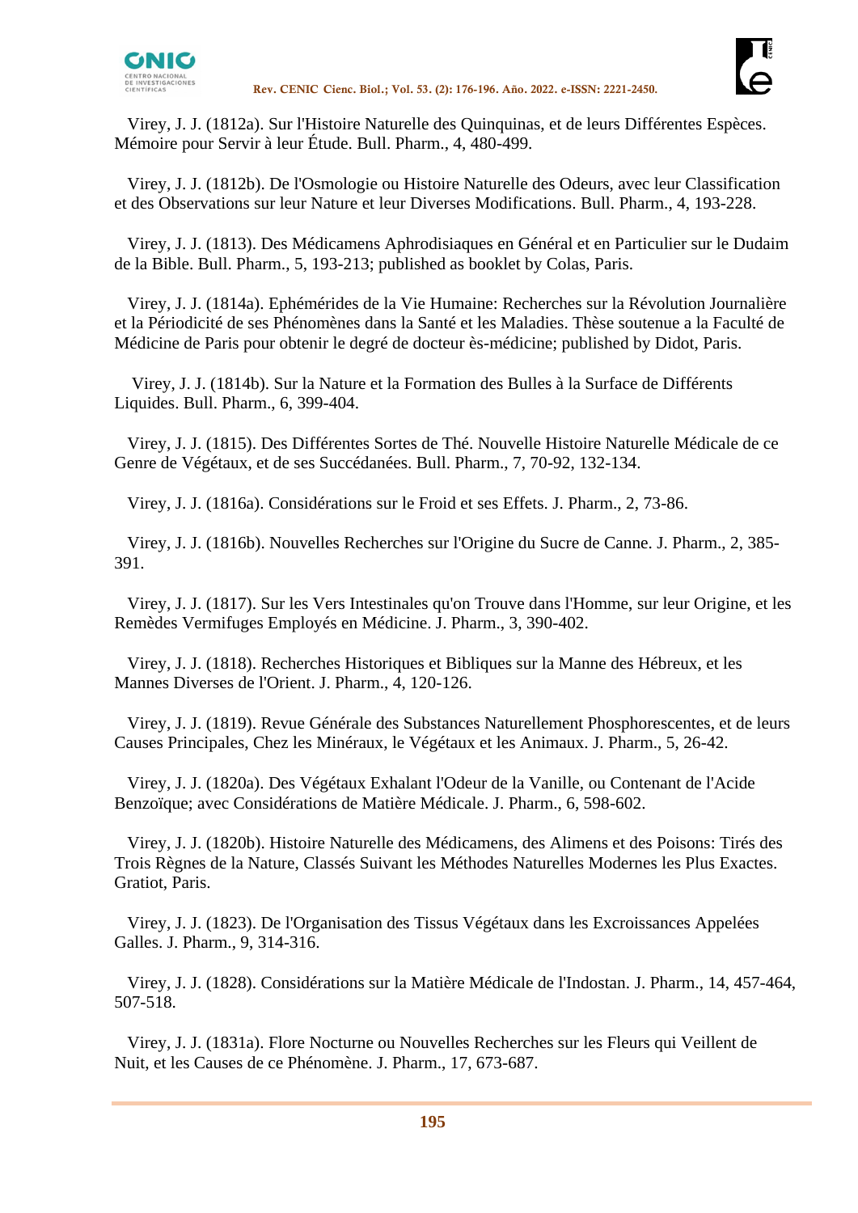Virey, J. J. (1812a). Sur l'Histoire Naturelle des Quinquinas, et de leurs Différentes Espèces. Mémoire pour Servir à leur Étude. Bull. Pharm., 4, 480-499.

Virey, J. J. (1812b). De l'Osmologie ou Histoire Naturelle des Odeurs, avec leur Classification et des Observations sur leur Nature et leur Diverses Modifications. Bull. Pharm., 4, 193-228.

Virey, J. J. (1813). Des Médicamens Aphrodisiaques en Général et en Particulier sur le Dudaim de la Bible. Bull. Pharm., 5, 193-213; published as booklet by Colas, Paris.

Virey, J. J. (1814a). Ephémérides de la Vie Humaine: Recherches sur la Révolution Journalière et la Périodicité de ses Phénomènes dans la Santé et les Maladies. Thèse soutenue a la Faculté de Médicine de Paris pour obtenir le degré de docteur ès-médicine; published by Didot, Paris.

Virey, J. J. (1814b). Sur la Nature et la Formation des Bulles à la Surface de Différents Liquides. Bull. Pharm., 6, 399-404.

Virey, J. J. (1815). Des Différentes Sortes de Thé. Nouvelle Histoire Naturelle Médicale de ce Genre de Végétaux, et de ses Succédanées. Bull. Pharm., 7, 70-92, 132-134.

Virey, J. J. (1816a). Considérations sur le Froid et ses Effets. J. Pharm., 2, 73-86.

Virey, J. J. (1816b). Nouvelles Recherches sur l'Origine du Sucre de Canne. J. Pharm., 2, 385-391.

Virey, J. J. (1817). Sur les Vers Intestinales qu'on Trouve dans l'Homme, sur leur Origine, et les Remèdes Vermifuges Employés en Médicine. J. Pharm., 3, 390-402.

Virey, J. J. (1818). Recherches Historiques et Bibliques sur la Manne des Hébreux, et les Mannes Diverses de l'Orient. J. Pharm., 4, 120-126.

Virey, J. J. (1819). Revue Générale des Substances Naturellement Phosphorescentes, et de leurs Causes Principales, Chez les Minéraux, le Végétaux et les Animaux. J. Pharm., 5, 26-42.

Virey, J. J. (1820a). Des Végétaux Exhalant l'Odeur de la Vanille, ou Contenant de l'Acide Benzoïque; avec Considérations de Matière Médicale. J. Pharm., 6, 598-602.

Virey, J. J. (1820b). Histoire Naturelle des Médicamens, des Alimens et des Poisons: Tirés des Trois Règnes de la Nature, Classés Suivant les Méthodes Naturelles Modernes les Plus Exactes. Gratiot, Paris.

Virey, J. J. (1823). De l'Organisation des Tissus Végétaux dans les Excroissances Appelées Galles. J. Pharm., 9, 314-316.

Virey, J. J. (1828). Considérations sur la Matière Médicale de l'Indostan. J. Pharm., 14, 457-464, 507-518.

Virey, J. J. (1831a). Flore Nocturne ou Nouvelles Recherches sur les Fleurs qui Veillent de Nuit, et les Causes de ce Phénomène. J. Pharm., 17, 673-687.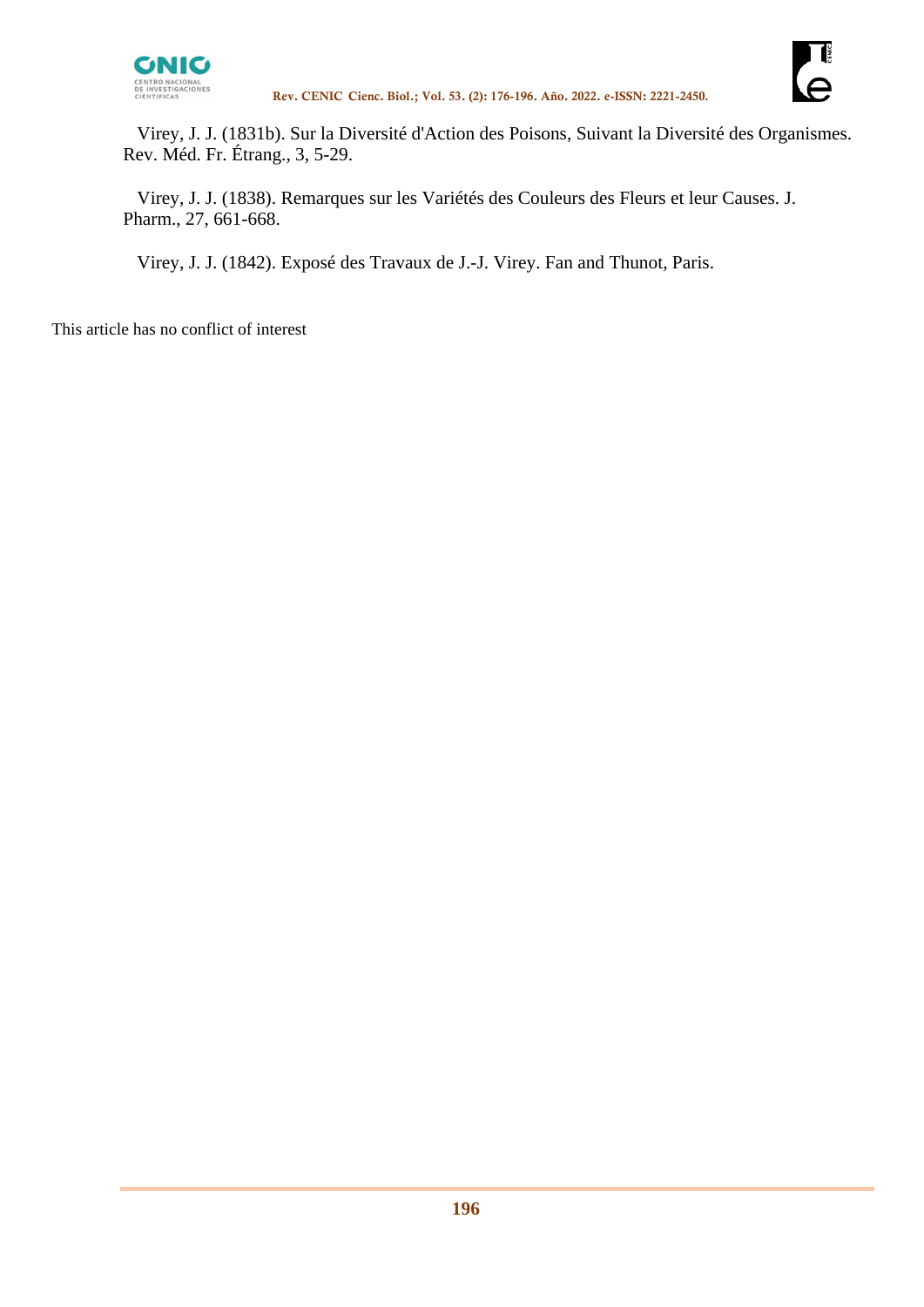Virey, J. J. (1831b). Sur la Diversité d'Action des Poisons, Suivant la Diversité des Organismes. Rev. Méd. Fr. Étrang., 3, 5-29.

Virey, J. J. (1838). Remarques sur les Variétés des Couleurs des Fleurs et leur Causes. J. Pharm., 27, 661-668.

Virey, J. J. (1842). Exposé des Travaux de J.-J. Virey. Fan and Thunot, Paris.

This article has no conflict of interest